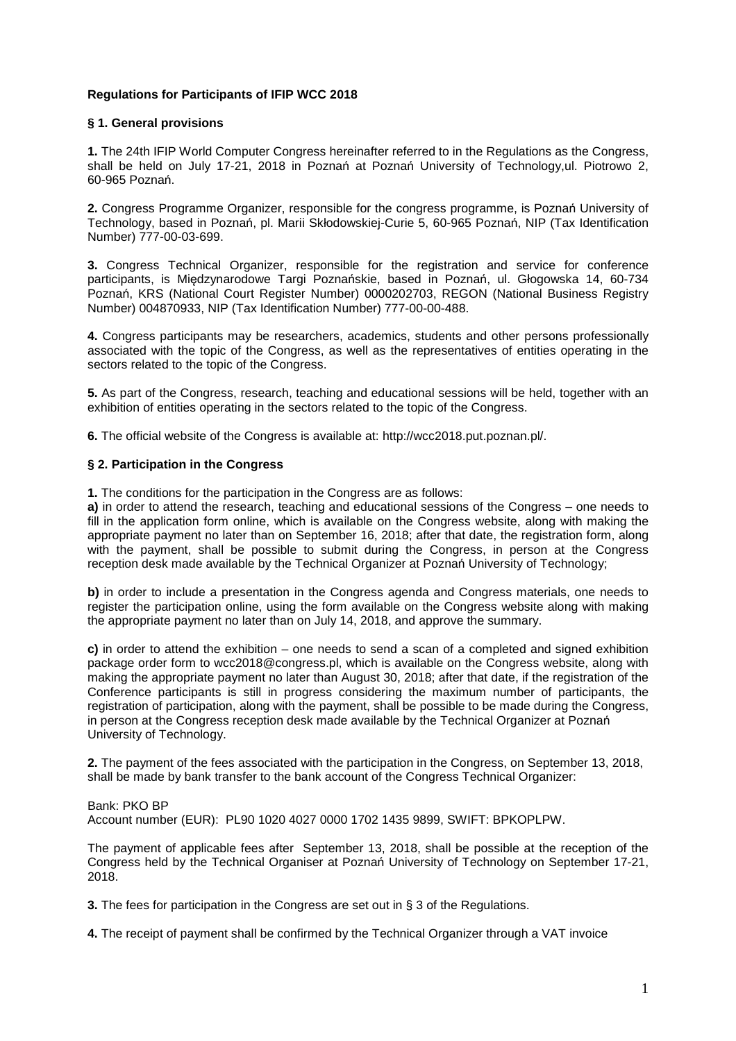**Regulations for Participants of IFIP WCC 2018**

**§ 1. General provisions**

**1.** The 24th IFIP World Computer Congress hereinafter referred to in the Regulations as the Congress, shall be held on July 17-21, 2018 in Poznań at Poznań University of Technology,ul. Piotrowo 2, 60-965 Poznań.

**2.** Congress Programme Organizer, responsible for the congress programme, is Poznań University of Technology, based in Poznań, pl. Marii Skłodowskiej-Curie 5, 60-965 Poznań, NIP (Tax Identification Number) 777-00-03-699.

**3.** Congress Technical Organizer, responsible for the registration and service for conference participants, is Międzynarodowe Targi Poznańskie, based in Poznań, ul. Głogowska 14, 60-734 Poznań, KRS (National Court Register Number) 0000202703, REGON (National Business Registry Number) 004870933, NIP (Tax Identification Number) 777-00-00-488.

**4.** Congress participants may be researchers, academics, students and other persons professionally associated with the topic of the Congress, as well as the representatives of entities operating in the sectors related to the topic of the Congress.

**5.** As part of the Congress, research, teaching and educational sessions will be held, together with an exhibition of entities operating in the sectors related to the topic of the Congress.

**6.** The official website of the Congress is available at: http://wcc2018.put.poznan.pl/.

**§ 2. Participation in the Congress**

**1.** The conditions for the participation in the Congress are as follows:

**a)** in order to attend the research, teaching and educational sessions of the Congress – one needs to fill in the application form online, which is available on the Congress website, along with making the appropriate payment no later than on September 16, 2018; after that date, the registration form, along with the payment, shall be possible to submit during the Congress, in person at the Congress reception desk made available by the Technical Organizer at Poznań University of Technology;

**b)** in order to include a presentation in the Congress agenda and Congress materials, one needs to register the participation online, using the form available on the Congress website along with making the appropriate payment no later than on July 14, 2018, and approve the summary.

**c)** in order to attend the exhibition – one needs to send a scan of a completed and signed exhibition package order form to wcc2018@congress.pl, which is available on the Congress website, along with making the appropriate payment no later than August 30, 2018; after that date, if the registration of the Conference participants is still in progress considering the maximum number of participants, the registration of participation, along with the payment, shall be possible to be made during the Congress, in person at the Congress reception desk made available by the Technical Organizer at Poznań University of Technology.

**2.** The payment of the fees associated with the participation in the Congress, on September 13, 2018, shall be made by bank transfer to the bank account of the Congress Technical Organizer:

Bank: PKO BP
Account number (EUR): PL90 1020 4027 0000 1702 1435 9899, SWIFT: BPKOPLPW.

The payment of applicable fees after September 13, 2018, shall be possible at the reception of the Congress held by the Technical Organiser at Poznań University of Technology on September 17-21, 2018.

**3.** The fees for participation in the Congress are set out in § 3 of the Regulations.

**4.** The receipt of payment shall be confirmed by the Technical Organizer through a VAT invoice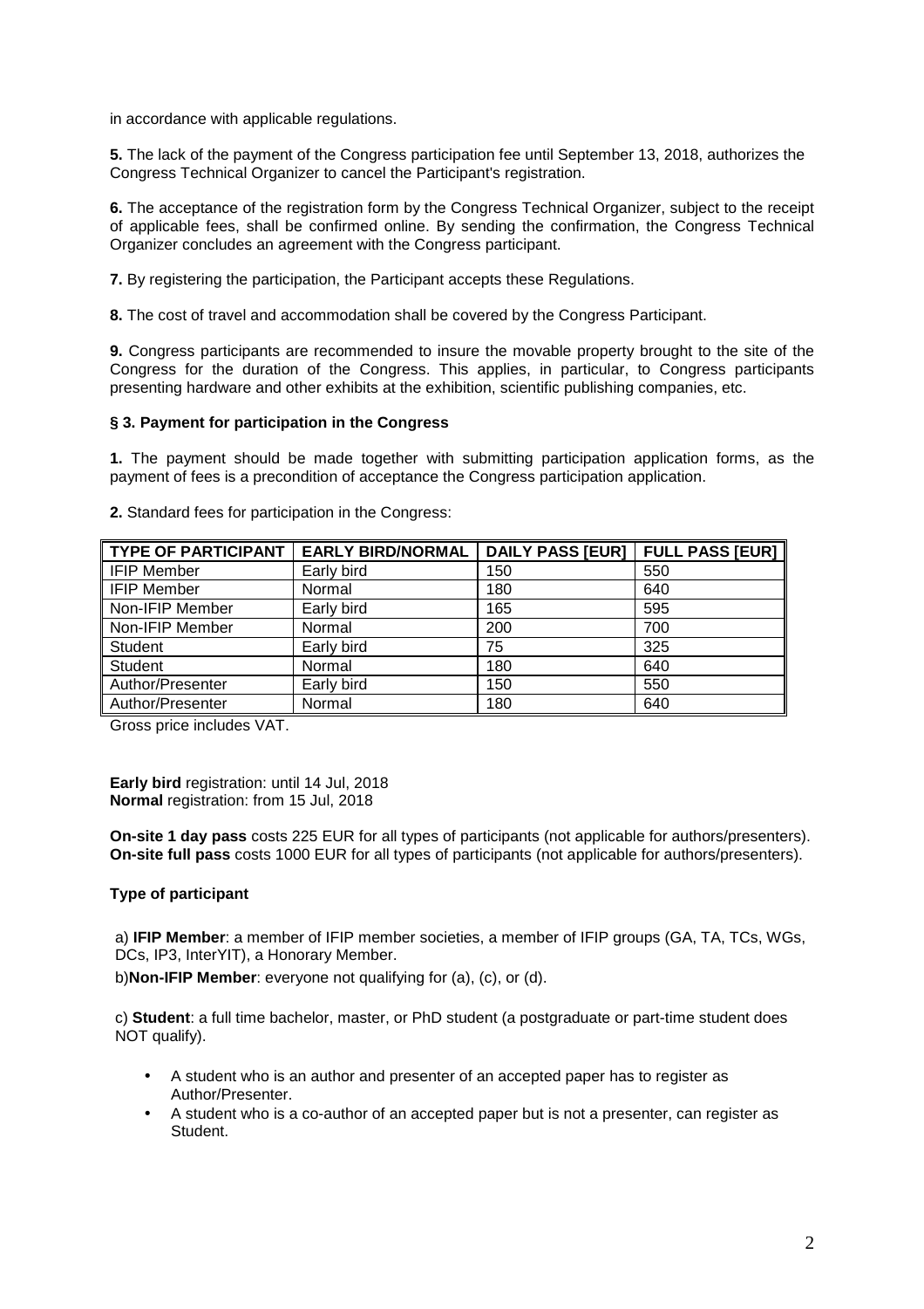in accordance with applicable regulations.

**5.** The lack of the payment of the Congress participation fee until September 13, 2018, authorizes the Congress Technical Organizer to cancel the Participant's registration.

**6.** The acceptance of the registration form by the Congress Technical Organizer, subject to the receipt of applicable fees, shall be confirmed online. By sending the confirmation, the Congress Technical Organizer concludes an agreement with the Congress participant.

**7.** By registering the participation, the Participant accepts these Regulations.

**8.** The cost of travel and accommodation shall be covered by the Congress Participant.

**9.** Congress participants are recommended to insure the movable property brought to the site of the Congress for the duration of the Congress. This applies, in particular, to Congress participants presenting hardware and other exhibits at the exhibition, scientific publishing companies, etc.

### § 3. Payment for participation in the Congress

**1.** The payment should be made together with submitting participation application forms, as the payment of fees is a precondition of acceptance the Congress participation application.

**2.** Standard fees for participation in the Congress:

| TYPE OF PARTICIPANT | EARLY BIRD/NORMAL | DAILY PASS [EUR] | FULL PASS [EUR] |
|---|---|---|---|
| IFIP Member | Early bird | 150 | 550 |
| IFIP Member | Normal | 180 | 640 |
| Non-IFIP Member | Early bird | 165 | 595 |
| Non-IFIP Member | Normal | 200 | 700 |
| Student | Early bird | 75 | 325 |
| Student | Normal | 180 | 640 |
| Author/Presenter | Early bird | 150 | 550 |
| Author/Presenter | Normal | 180 | 640 |

Gross price includes VAT.

**Early bird** registration: until 14 Jul, 2018
**Normal** registration: from 15 Jul, 2018

**On-site 1 day pass** costs 225 EUR for all types of participants (not applicable for authors/presenters).
**On-site full pass** costs 1000 EUR for all types of participants (not applicable for authors/presenters).

**Type of participant**

a) **IFIP Member**: a member of IFIP member societies, a member of IFIP groups (GA, TA, TCs, WGs, DCs, IP3, InterYIT), a Honorary Member.

b)**Non-IFIP Member**: everyone not qualifying for (a), (c), or (d).

c) **Student**: a full time bachelor, master, or PhD student (a postgraduate or part-time student does NOT qualify).

- A student who is an author and presenter of an accepted paper has to register as Author/Presenter.
- A student who is a co-author of an accepted paper but is not a presenter, can register as Student.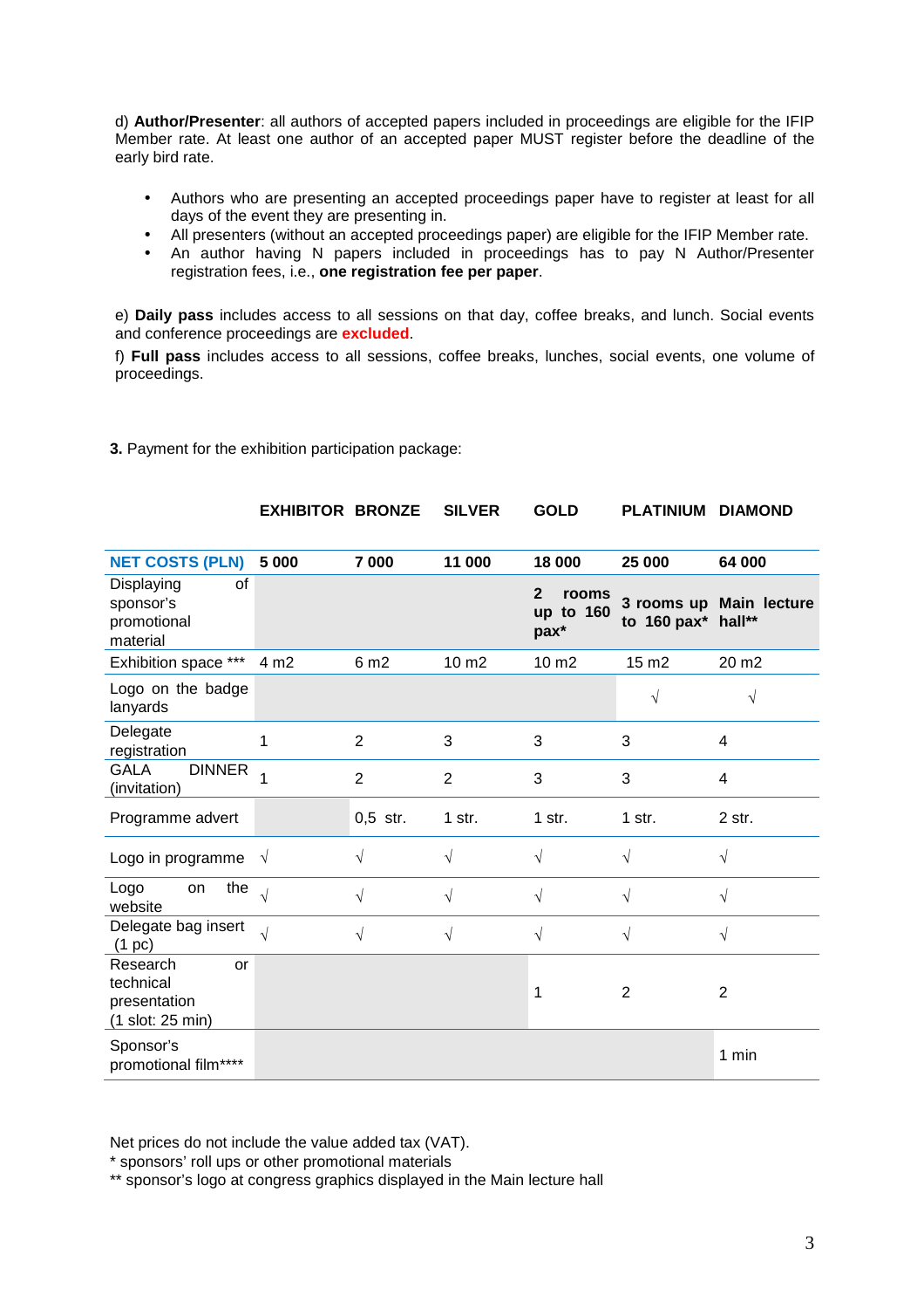d) **Author/Presenter**: all authors of accepted papers included in proceedings are eligible for the IFIP Member rate. At least one author of an accepted paper MUST register before the deadline of the early bird rate.

- Authors who are presenting an accepted proceedings paper have to register at least for all days of the event they are presenting in.
- All presenters (without an accepted proceedings paper) are eligible for the IFIP Member rate.
- An author having N papers included in proceedings has to pay N Author/Presenter registration fees, i.e., **one registration fee per paper**.

e) **Daily pass** includes access to all sessions on that day, coffee breaks, and lunch. Social events and conference proceedings are excluded.

f) **Full pass** includes access to all sessions, coffee breaks, lunches, social events, one volume of proceedings.

**3.** Payment for the exhibition participation package:

| | **EXHIBITOR** | **BRONZE** | **SILVER** | **GOLD** | **PLATINIUM** | **DIAMOND** |
|---|---|---|---|---|---|---|
| **NET COSTS (PLN)** | **5 000** | **7 000** | **11 000** | **18 000** | **25 000** | **64 000** |
| Displaying of sponsor's promotional material | | | | **2 rooms up to 160 pax*** | **3 rooms up to 160 pax*** | **Main lecture hall**** |
| Exhibition space *** | 4 m2 | 6 m2 | 10 m2 | 10 m2 | 15 m2 | 20 m2 |
| Logo on the badge lanyards | | | | | √ | √ |
| Delegate registration | 1 | 2 | 3 | 3 | 3 | 4 |
| GALA DINNER (invitation) | 1 | 2 | 2 | 3 | 3 | 4 |
| Programme advert | | 0,5 str. | 1 str. | 1 str. | 1 str. | 2 str. |
| Logo in programme | √ | √ | √ | √ | √ | √ |
| Logo on the website | √ | √ | √ | √ | √ | √ |
| Delegate bag insert (1 pc) | √ | √ | √ | √ | √ | √ |
| Research or technical presentation (1 slot: 25 min) | | | | 1 | 2 | 2 |
| Sponsor's promotional film**** | | | | | | 1 min |

Net prices do not include the value added tax (VAT).

* sponsors' roll ups or other promotional materials

** sponsor's logo at congress graphics displayed in the Main lecture hall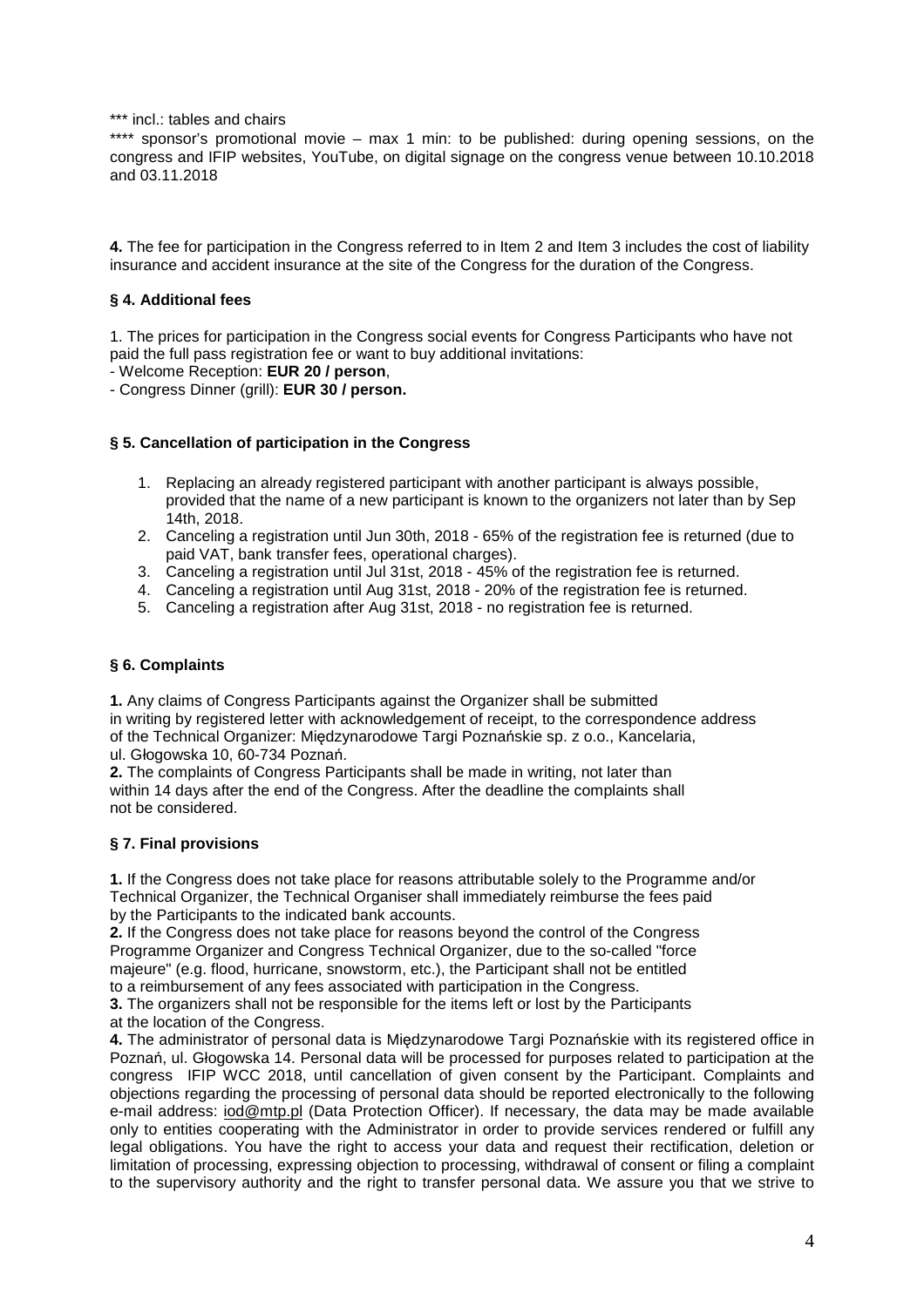*** incl.: tables and chairs

**** sponsor's promotional movie – max 1 min: to be published: during opening sessions, on the congress and IFIP websites, YouTube, on digital signage on the congress venue between 10.10.2018 and 03.11.2018

**4.** The fee for participation in the Congress referred to in Item 2 and Item 3 includes the cost of liability insurance and accident insurance at the site of the Congress for the duration of the Congress.

### § 4. Additional fees

1. The prices for participation in the Congress social events for Congress Participants who have not paid the full pass registration fee or want to buy additional invitations:
- Welcome Reception: **EUR 20 / person**,
- Congress Dinner (grill): **EUR 30 / person.**

### § 5. Cancellation of participation in the Congress

1. Replacing an already registered participant with another participant is always possible, provided that the name of a new participant is known to the organizers not later than by Sep 14th, 2018.
2. Canceling a registration until Jun 30th, 2018 - 65% of the registration fee is returned (due to paid VAT, bank transfer fees, operational charges).
3. Canceling a registration until Jul 31st, 2018 - 45% of the registration fee is returned.
4. Canceling a registration until Aug 31st, 2018 - 20% of the registration fee is returned.
5. Canceling a registration after Aug 31st, 2018 - no registration fee is returned.

### § 6. Complaints

**1.** Any claims of Congress Participants against the Organizer shall be submitted in writing by registered letter with acknowledgement of receipt, to the correspondence address of the Technical Organizer: Międzynarodowe Targi Poznańskie sp. z o.o., Kancelaria, ul. Głogowska 10, 60-734 Poznań.

**2.** The complaints of Congress Participants shall be made in writing, not later than within 14 days after the end of the Congress. After the deadline the complaints shall not be considered.

### § 7. Final provisions

**1.** If the Congress does not take place for reasons attributable solely to the Programme and/or Technical Organizer, the Technical Organiser shall immediately reimburse the fees paid by the Participants to the indicated bank accounts.

**2.** If the Congress does not take place for reasons beyond the control of the Congress Programme Organizer and Congress Technical Organizer, due to the so-called "force majeure" (e.g. flood, hurricane, snowstorm, etc.), the Participant shall not be entitled to a reimbursement of any fees associated with participation in the Congress.

**3.** The organizers shall not be responsible for the items left or lost by the Participants at the location of the Congress.

**4.** The administrator of personal data is Międzynarodowe Targi Poznańskie with its registered office in Poznań, ul. Głogowska 14. Personal data will be processed for purposes related to participation at the congress IFIP WCC 2018, until cancellation of given consent by the Participant. Complaints and objections regarding the processing of personal data should be reported electronically to the following e-mail address: iod@mtp.pl (Data Protection Officer). If necessary, the data may be made available only to entities cooperating with the Administrator in order to provide services rendered or fulfill any legal obligations. You have the right to access your data and request their rectification, deletion or limitation of processing, expressing objection to processing, withdrawal of consent or filing a complaint to the supervisory authority and the right to transfer personal data. We assure you that we strive to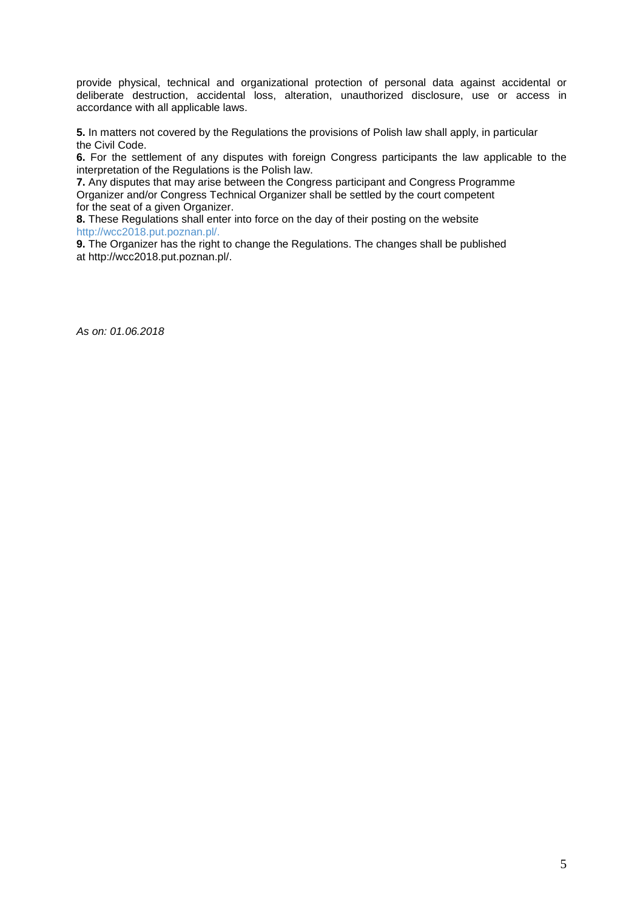provide physical, technical and organizational protection of personal data against accidental or deliberate destruction, accidental loss, alteration, unauthorized disclosure, use or access in accordance with all applicable laws.

**5.** In matters not covered by the Regulations the provisions of Polish law shall apply, in particular the Civil Code.

**6.** For the settlement of any disputes with foreign Congress participants the law applicable to the interpretation of the Regulations is the Polish law.

**7.** Any disputes that may arise between the Congress participant and Congress Programme Organizer and/or Congress Technical Organizer shall be settled by the court competent for the seat of a given Organizer.

**8.** These Regulations shall enter into force on the day of their posting on the website http://wcc2018.put.poznan.pl/.

**9.** The Organizer has the right to change the Regulations. The changes shall be published at http://wcc2018.put.poznan.pl/.

*As on: 01.06.2018*